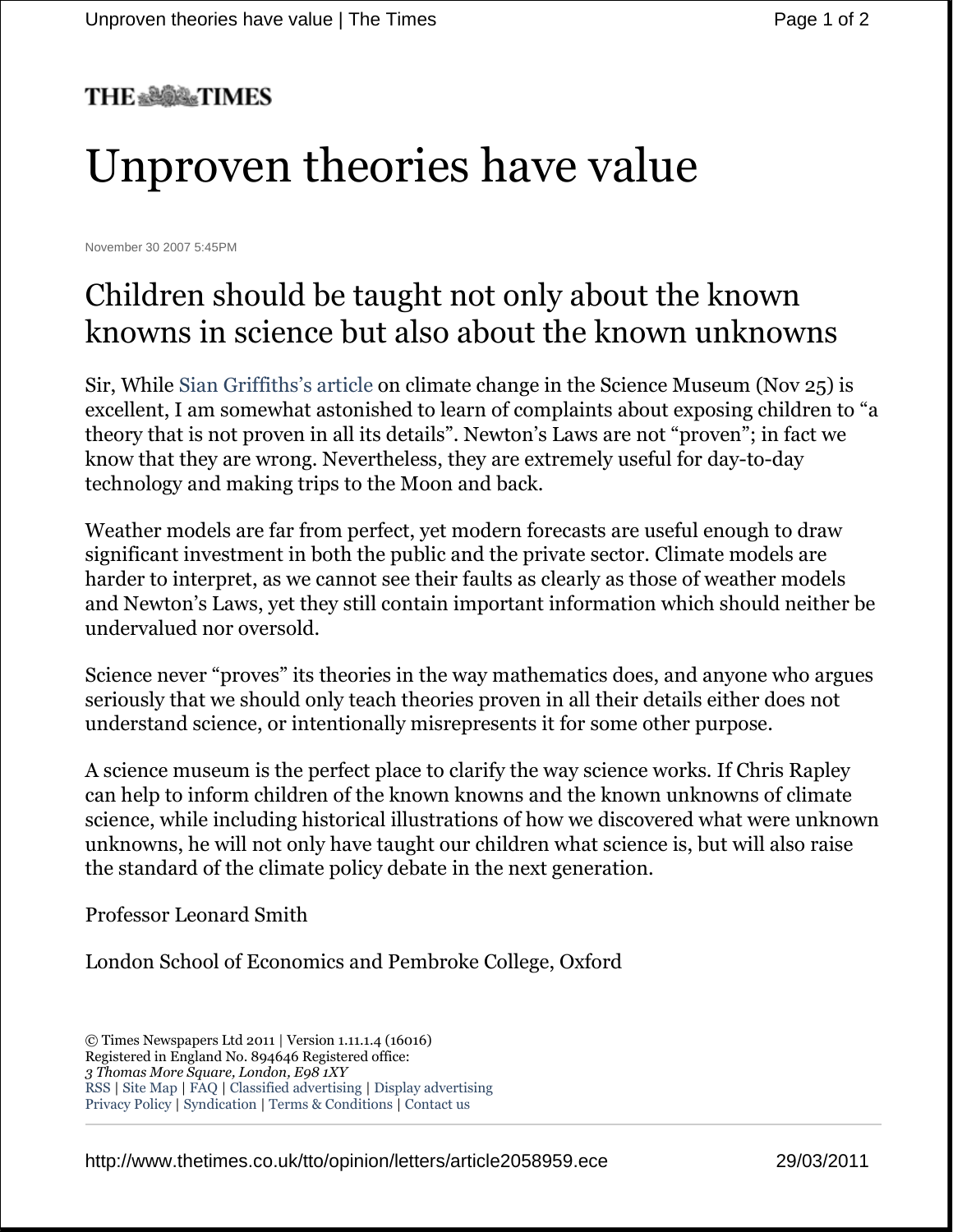THE TIMES

# Unproven theories have value

November 30 2007 5:45PM

## Children should be taught not only about the known knowns in science but also about the known unknowns

Sir, While Sian Griffiths's article on climate change in the Science Museum (Nov 25) is excellent, I am somewhat astonished to learn of complaints about exposing children to "a theory that is not proven in all its details". Newton's Laws are not "proven"; in fact we know that they are wrong. Nevertheless, they are extremely useful for day-to-day technology and making trips to the Moon and back.

Weather models are far from perfect, yet modern forecasts are useful enough to draw significant investment in both the public and the private sector. Climate models are harder to interpret, as we cannot see their faults as clearly as those of weather models and Newton's Laws, yet they still contain important information which should neither be undervalued nor oversold.

Science never "proves" its theories in the way mathematics does, and anyone who argues seriously that we should only teach theories proven in all their details either does not understand science, or intentionally misrepresents it for some other purpose.

A science museum is the perfect place to clarify the way science works. If Chris Rapley can help to inform children of the known knowns and the known unknowns of climate science, while including historical illustrations of how we discovered what were unknown unknowns, he will not only have taught our children what science is, but will also raise the standard of the climate policy debate in the next generation.

Professor Leonard Smith

London School of Economics and Pembroke College, Oxford

© Times Newspapers Ltd 2011 | Version 1.11.1.4 (16016)
Registered in England No. 894646 Registered office:
*3 Thomas More Square, London, E98 1XY*
RSS | Site Map | FAQ | Classified advertising | Display advertising
Privacy Policy | Syndication | Terms & Conditions | Contact us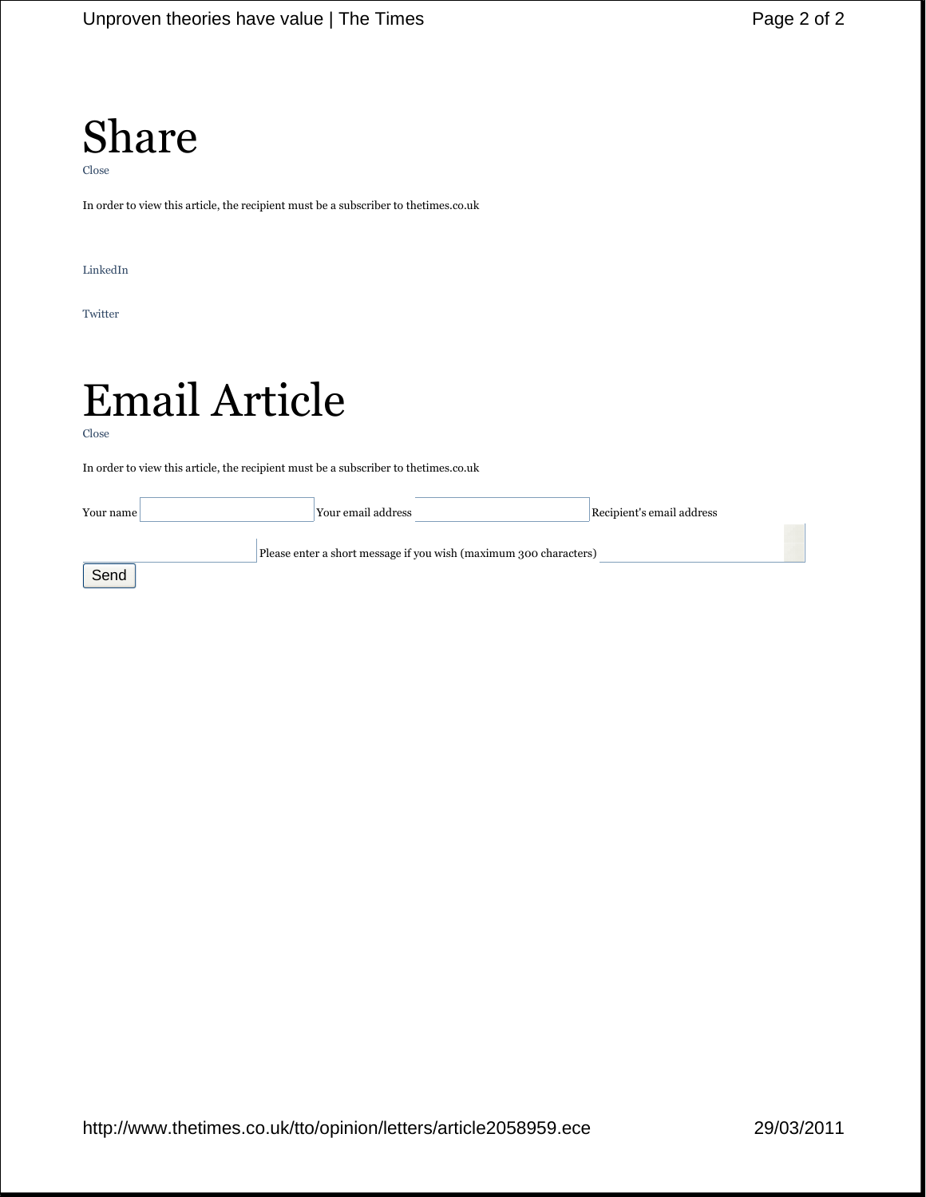# Share

Close

In order to view this article, the recipient must be a subscriber to thetimes.co.uk

LinkedIn

Twitter

# Email Article

Close

In order to view this article, the recipient must be a subscriber to thetimes.co.uk

Your name Your email address Recipient's email address

Please enter a short message if you wish (maximum 300 characters)

Send